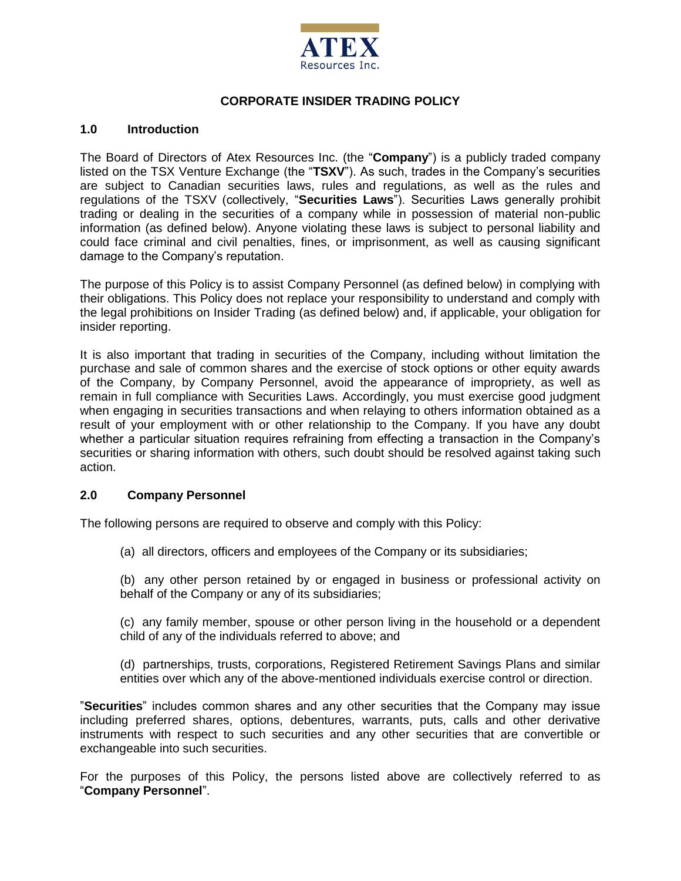ATEX
Resources Inc.

# CORPORATE INSIDER TRADING POLICY

## 1.0 Introduction

The Board of Directors of Atex Resources Inc. (the "**Company**") is a publicly traded company listed on the TSX Venture Exchange (the "**TSXV**"). As such, trades in the Company's securities are subject to Canadian securities laws, rules and regulations, as well as the rules and regulations of the TSXV (collectively, "**Securities Laws**"). Securities Laws generally prohibit trading or dealing in the securities of a company while in possession of material non-public information (as defined below). Anyone violating these laws is subject to personal liability and could face criminal and civil penalties, fines, or imprisonment, as well as causing significant damage to the Company's reputation.

The purpose of this Policy is to assist Company Personnel (as defined below) in complying with their obligations. This Policy does not replace your responsibility to understand and comply with the legal prohibitions on Insider Trading (as defined below) and, if applicable, your obligation for insider reporting.

It is also important that trading in securities of the Company, including without limitation the purchase and sale of common shares and the exercise of stock options or other equity awards of the Company, by Company Personnel, avoid the appearance of impropriety, as well as remain in full compliance with Securities Laws. Accordingly, you must exercise good judgment when engaging in securities transactions and when relaying to others information obtained as a result of your employment with or other relationship to the Company. If you have any doubt whether a particular situation requires refraining from effecting a transaction in the Company's securities or sharing information with others, such doubt should be resolved against taking such action.

## 2.0 Company Personnel

The following persons are required to observe and comply with this Policy:

(a) all directors, officers and employees of the Company or its subsidiaries;

(b) any other person retained by or engaged in business or professional activity on behalf of the Company or any of its subsidiaries;

(c) any family member, spouse or other person living in the household or a dependent child of any of the individuals referred to above; and

(d) partnerships, trusts, corporations, Registered Retirement Savings Plans and similar entities over which any of the above-mentioned individuals exercise control or direction.

"**Securities**" includes common shares and any other securities that the Company may issue including preferred shares, options, debentures, warrants, puts, calls and other derivative instruments with respect to such securities and any other securities that are convertible or exchangeable into such securities.

For the purposes of this Policy, the persons listed above are collectively referred to as "**Company Personnel**".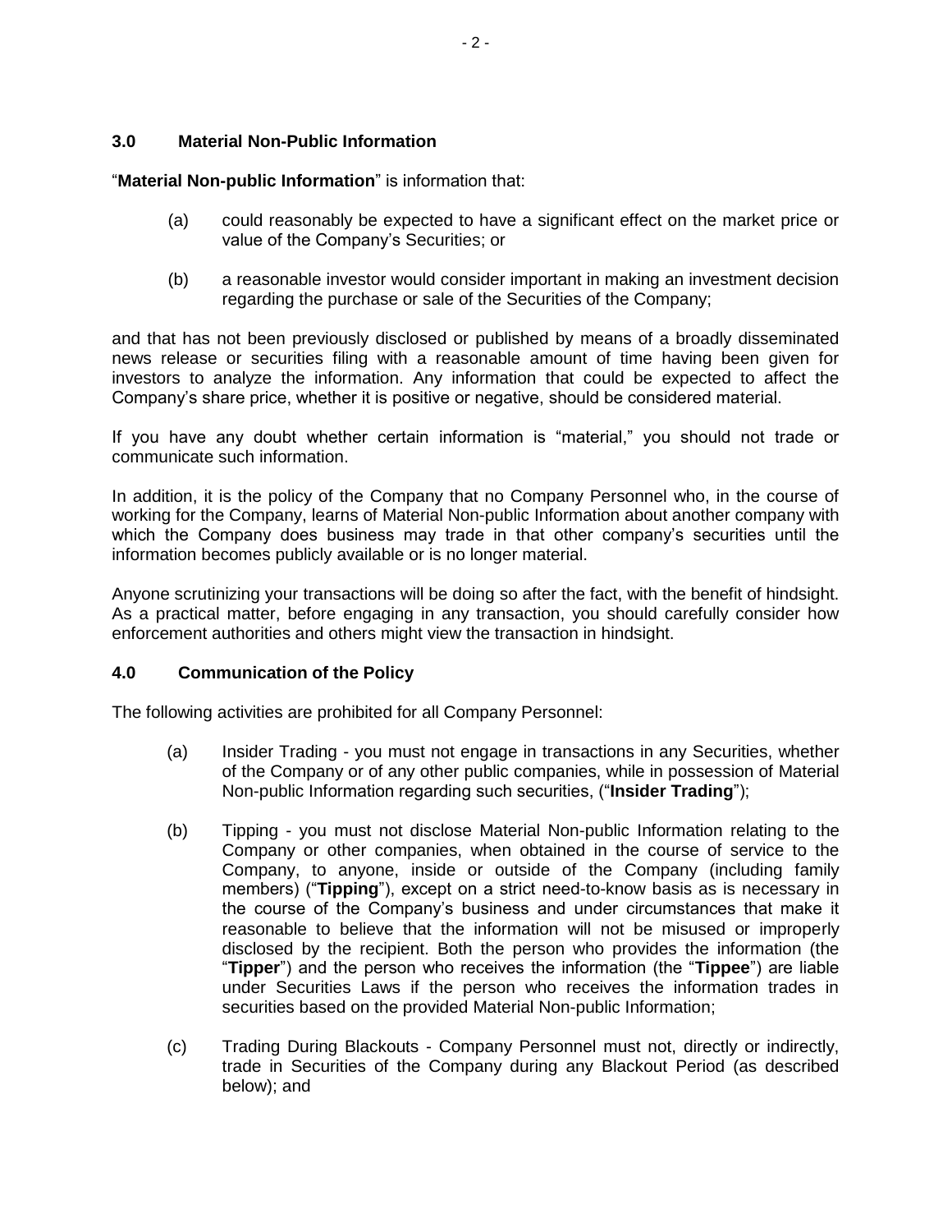## 3.0 Material Non-Public Information

"**Material Non-public Information**" is information that:

(a) could reasonably be expected to have a significant effect on the market price or value of the Company's Securities; or

(b) a reasonable investor would consider important in making an investment decision regarding the purchase or sale of the Securities of the Company;

and that has not been previously disclosed or published by means of a broadly disseminated news release or securities filing with a reasonable amount of time having been given for investors to analyze the information. Any information that could be expected to affect the Company's share price, whether it is positive or negative, should be considered material.

If you have any doubt whether certain information is "material," you should not trade or communicate such information.

In addition, it is the policy of the Company that no Company Personnel who, in the course of working for the Company, learns of Material Non-public Information about another company with which the Company does business may trade in that other company's securities until the information becomes publicly available or is no longer material.

Anyone scrutinizing your transactions will be doing so after the fact, with the benefit of hindsight. As a practical matter, before engaging in any transaction, you should carefully consider how enforcement authorities and others might view the transaction in hindsight.

## 4.0 Communication of the Policy

The following activities are prohibited for all Company Personnel:

(a) Insider Trading - you must not engage in transactions in any Securities, whether of the Company or of any other public companies, while in possession of Material Non-public Information regarding such securities, ("**Insider Trading**");

(b) Tipping - you must not disclose Material Non-public Information relating to the Company or other companies, when obtained in the course of service to the Company, to anyone, inside or outside of the Company (including family members) ("**Tipping**"), except on a strict need-to-know basis as is necessary in the course of the Company's business and under circumstances that make it reasonable to believe that the information will not be misused or improperly disclosed by the recipient. Both the person who provides the information (the "**Tipper**") and the person who receives the information (the "**Tippee**") are liable under Securities Laws if the person who receives the information trades in securities based on the provided Material Non-public Information;

(c) Trading During Blackouts - Company Personnel must not, directly or indirectly, trade in Securities of the Company during any Blackout Period (as described below); and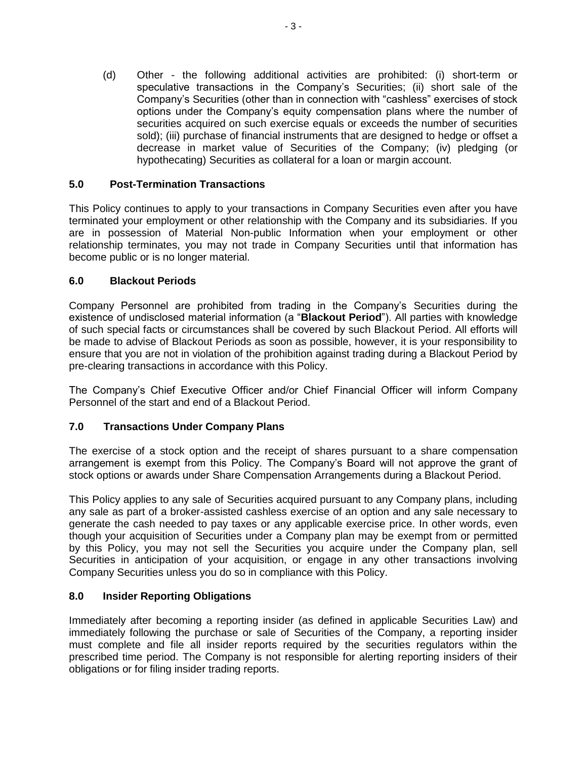(d) Other - the following additional activities are prohibited: (i) short-term or speculative transactions in the Company's Securities; (ii) short sale of the Company's Securities (other than in connection with "cashless" exercises of stock options under the Company's equity compensation plans where the number of securities acquired on such exercise equals or exceeds the number of securities sold); (iii) purchase of financial instruments that are designed to hedge or offset a decrease in market value of Securities of the Company; (iv) pledging (or hypothecating) Securities as collateral for a loan or margin account.

## 5.0 Post-Termination Transactions

This Policy continues to apply to your transactions in Company Securities even after you have terminated your employment or other relationship with the Company and its subsidiaries. If you are in possession of Material Non-public Information when your employment or other relationship terminates, you may not trade in Company Securities until that information has become public or is no longer material.

## 6.0 Blackout Periods

Company Personnel are prohibited from trading in the Company's Securities during the existence of undisclosed material information (a "**Blackout Period**"). All parties with knowledge of such special facts or circumstances shall be covered by such Blackout Period. All efforts will be made to advise of Blackout Periods as soon as possible, however, it is your responsibility to ensure that you are not in violation of the prohibition against trading during a Blackout Period by pre-clearing transactions in accordance with this Policy.

The Company's Chief Executive Officer and/or Chief Financial Officer will inform Company Personnel of the start and end of a Blackout Period.

## 7.0 Transactions Under Company Plans

The exercise of a stock option and the receipt of shares pursuant to a share compensation arrangement is exempt from this Policy. The Company's Board will not approve the grant of stock options or awards under Share Compensation Arrangements during a Blackout Period.

This Policy applies to any sale of Securities acquired pursuant to any Company plans, including any sale as part of a broker-assisted cashless exercise of an option and any sale necessary to generate the cash needed to pay taxes or any applicable exercise price. In other words, even though your acquisition of Securities under a Company plan may be exempt from or permitted by this Policy, you may not sell the Securities you acquire under the Company plan, sell Securities in anticipation of your acquisition, or engage in any other transactions involving Company Securities unless you do so in compliance with this Policy.

## 8.0 Insider Reporting Obligations

Immediately after becoming a reporting insider (as defined in applicable Securities Law) and immediately following the purchase or sale of Securities of the Company, a reporting insider must complete and file all insider reports required by the securities regulators within the prescribed time period. The Company is not responsible for alerting reporting insiders of their obligations or for filing insider trading reports.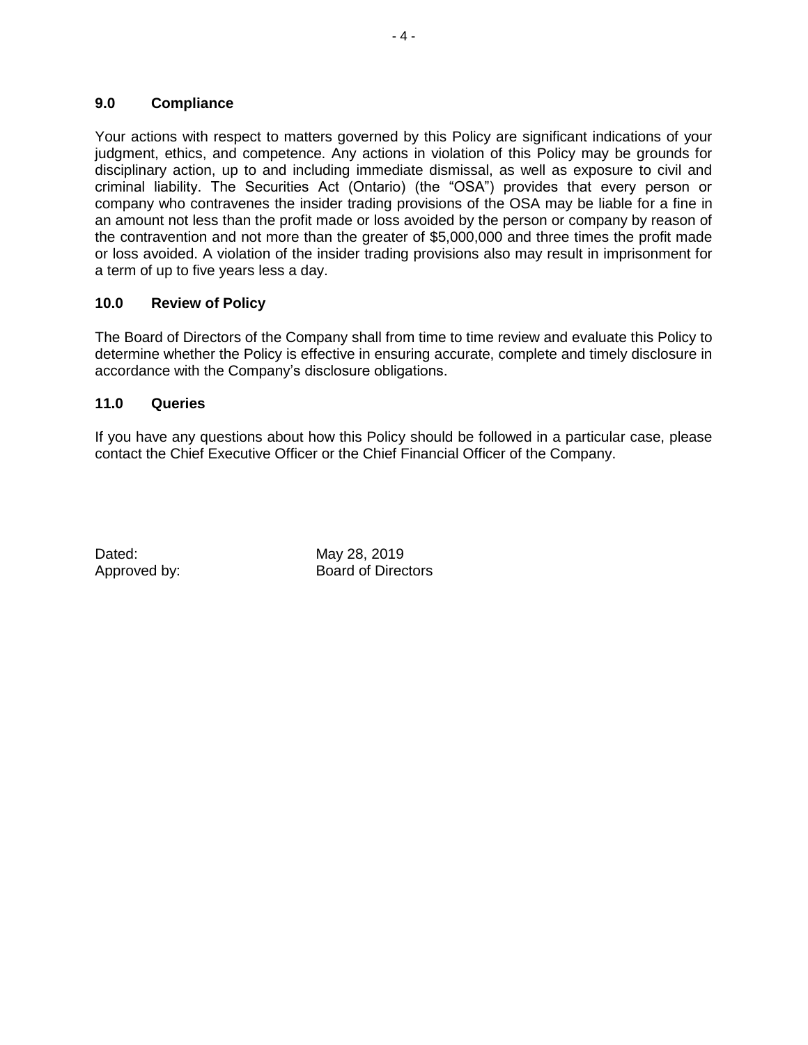## 9.0 Compliance

Your actions with respect to matters governed by this Policy are significant indications of your judgment, ethics, and competence. Any actions in violation of this Policy may be grounds for disciplinary action, up to and including immediate dismissal, as well as exposure to civil and criminal liability. The Securities Act (Ontario) (the "OSA") provides that every person or company who contravenes the insider trading provisions of the OSA may be liable for a fine in an amount not less than the profit made or loss avoided by the person or company by reason of the contravention and not more than the greater of $5,000,000 and three times the profit made or loss avoided. A violation of the insider trading provisions also may result in imprisonment for a term of up to five years less a day.

## 10.0 Review of Policy

The Board of Directors of the Company shall from time to time review and evaluate this Policy to determine whether the Policy is effective in ensuring accurate, complete and timely disclosure in accordance with the Company's disclosure obligations.

## 11.0 Queries

If you have any questions about how this Policy should be followed in a particular case, please contact the Chief Executive Officer or the Chief Financial Officer of the Company.

| | |
|---|---|
| Dated: | May 28, 2019 |
| Approved by: | Board of Directors |